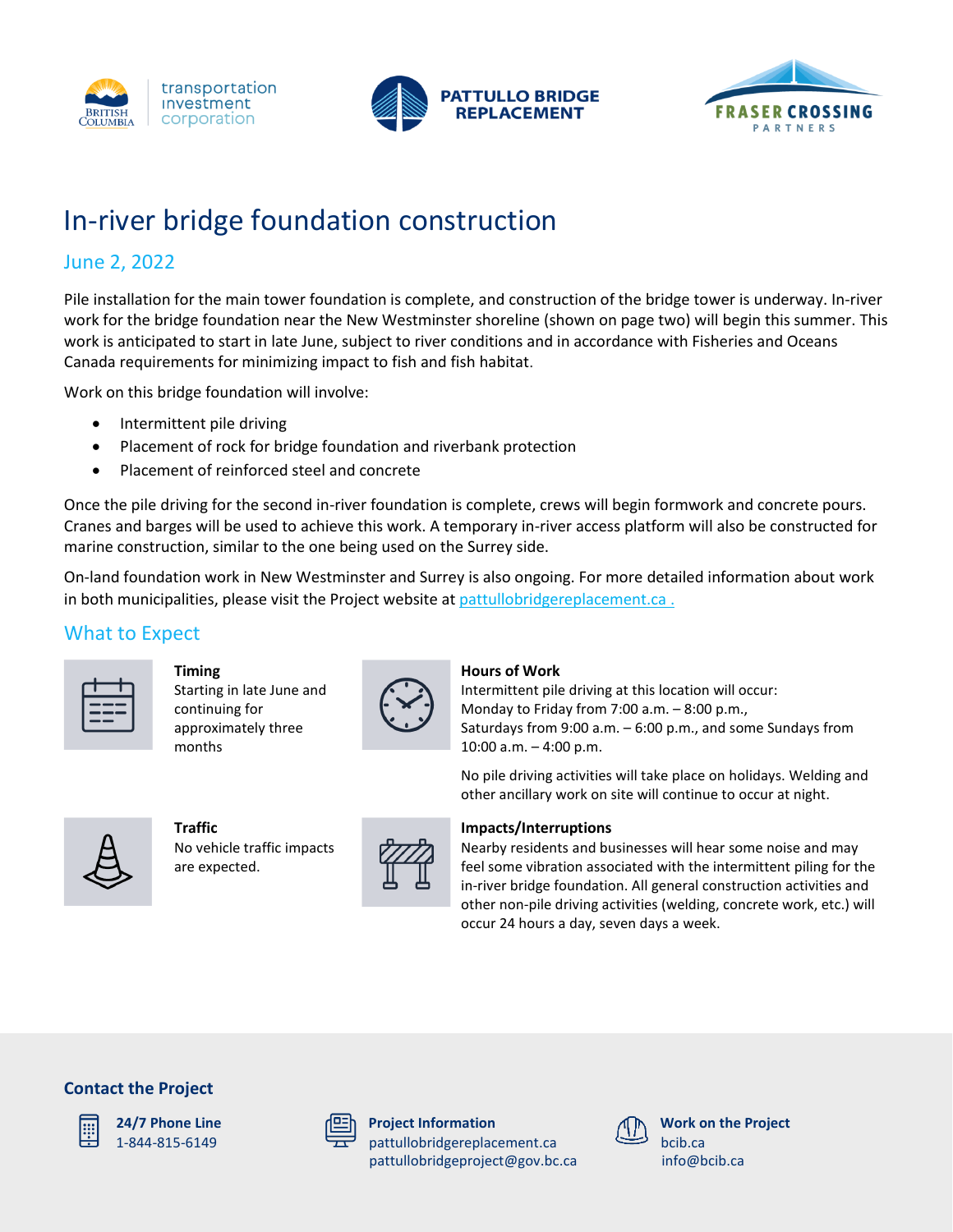# In-river bridge foundation construction

## June 2, 2022

Pile installation for the main tower foundation is complete, and construction of the bridge tower is underway. In-river work for the bridge foundation near the New Westminster shoreline (shown on page two) will begin this summer. This work is anticipated to start in late June, subject to river conditions and in accordance with Fisheries and Oceans Canada requirements for minimizing impact to fish and fish habitat.

Work on this bridge foundation will involve:

- Intermittent pile driving
- Placement of rock for bridge foundation and riverbank protection
- Placement of reinforced steel and concrete

Once the pile driving for the second in-river foundation is complete, crews will begin formwork and concrete pours. Cranes and barges will be used to achieve this work. A temporary in-river access platform will also be constructed for marine construction, similar to the one being used on the Surrey side.

On-land foundation work in New Westminster and Surrey is also ongoing. For more detailed information about work in both municipalities, please visit the Project website at pattullobridgereplacement.ca .

## What to Expect

**Timing**
Starting in late June and continuing for approximately three months

**Hours of Work**
Intermittent pile driving at this location will occur:
Monday to Friday from 7:00 a.m. – 8:00 p.m.,
Saturdays from 9:00 a.m. – 6:00 p.m., and some Sundays from 10:00 a.m. – 4:00 p.m.

No pile driving activities will take place on holidays. Welding and other ancillary work on site will continue to occur at night.

**Traffic**
No vehicle traffic impacts are expected.

**Impacts/Interruptions**
Nearby residents and businesses will hear some noise and may feel some vibration associated with the intermittent piling for the in-river bridge foundation. All general construction activities and other non-pile driving activities (welding, concrete work, etc.) will occur 24 hours a day, seven days a week.

### Contact the Project

**24/7 Phone Line**
1-844-815-6149

**Project Information**
pattullobridgereplacement.ca
pattullobridgeproject@gov.bc.ca

**Work on the Project**
bcib.ca
info@bcib.ca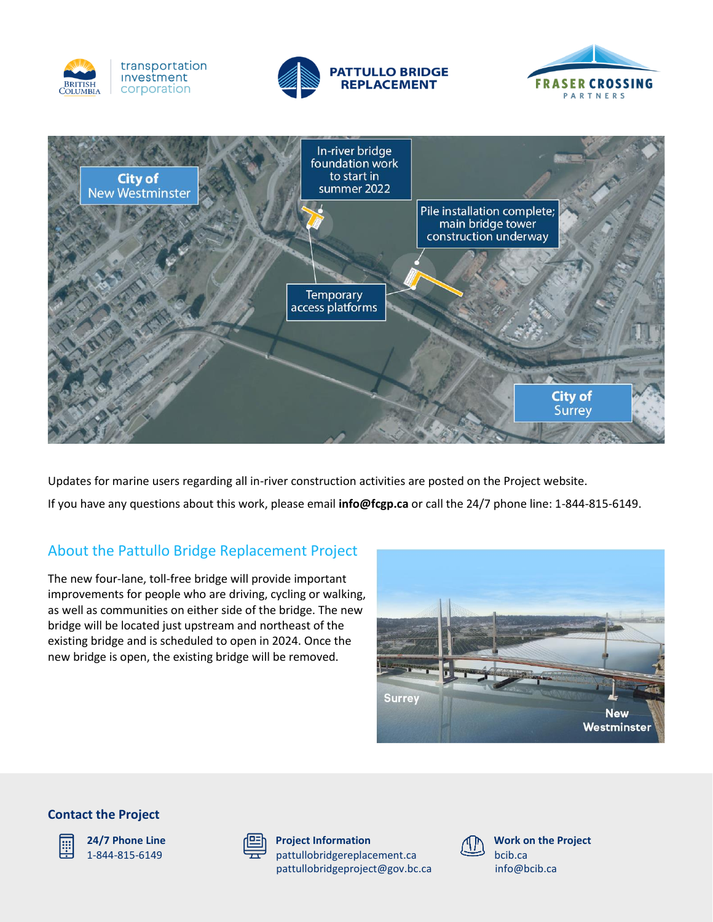City of New Westminster

In-river bridge foundation work to start in summer 2022

Pile installation complete; main bridge tower construction underway

Temporary access platforms

City of Surrey

Updates for marine users regarding all in-river construction activities are posted on the Project website.

If you have any questions about this work, please email **info@fcgp.ca** or call the 24/7 phone line: 1-844-815-6149.

## About the Pattullo Bridge Replacement Project

The new four-lane, toll-free bridge will provide important improvements for people who are driving, cycling or walking, as well as communities on either side of the bridge. The new bridge will be located just upstream and northeast of the existing bridge and is scheduled to open in 2024. Once the new bridge is open, the existing bridge will be removed.

Surrey

New Westminster

### Contact the Project

**24/7 Phone Line**
1-844-815-6149

**Project Information**
pattullobridgereplacement.ca
pattullobridgeproject@gov.bc.ca

**Work on the Project**
bcib.ca
info@bcib.ca